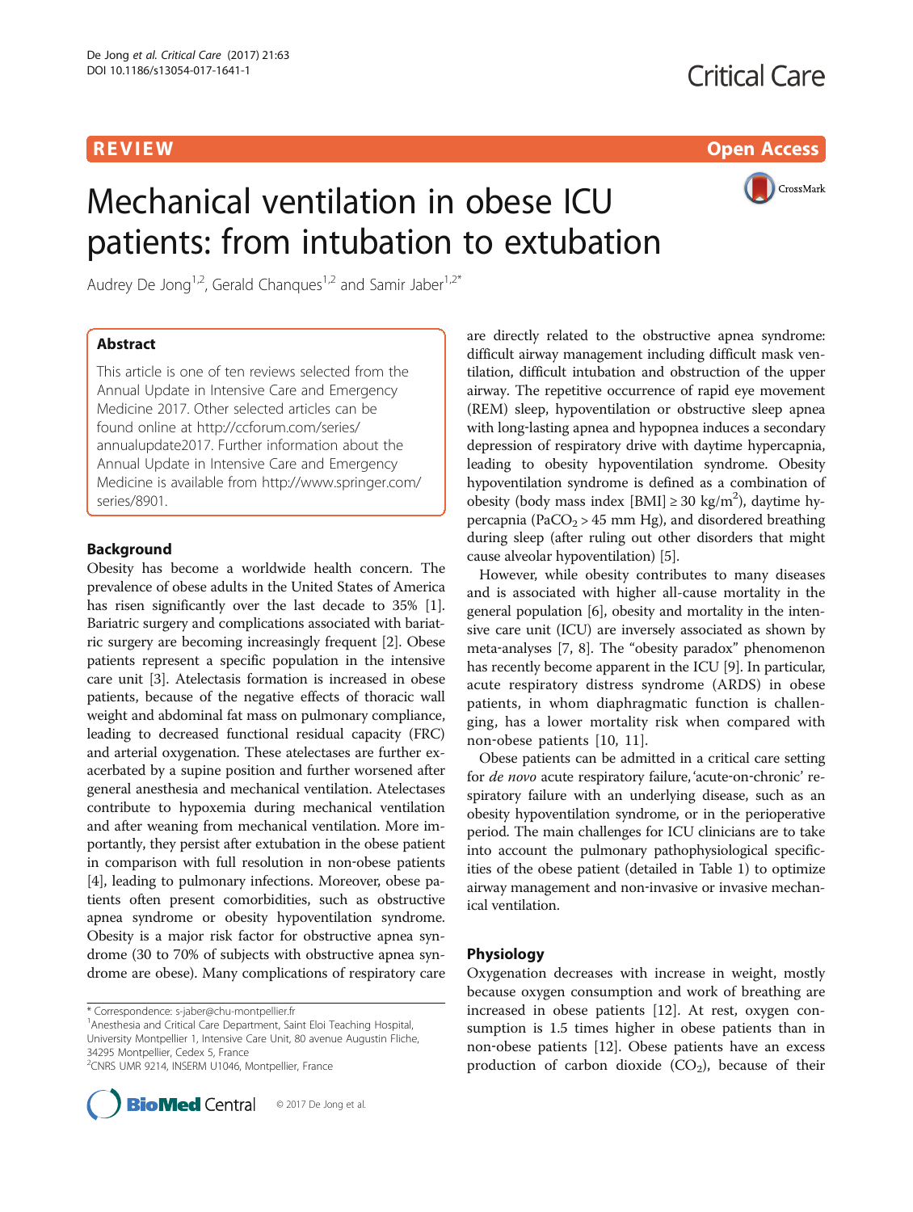REVIEW Open Access

# Mechanical ventilation in obese ICU patients: from intubation to extubation

Audrey De Jong[1,2], Gerald Chanques[1,2] and Samir Jaber[1,2*]

## Abstract

This article is one of ten reviews selected from the Annual Update in Intensive Care and Emergency Medicine 2017. Other selected articles can be found online at http://ccforum.com/series/annualupdate2017. Further information about the Annual Update in Intensive Care and Emergency Medicine is available from http://www.springer.com/series/8901.

## Background

Obesity has become a worldwide health concern. The prevalence of obese adults in the United States of America has risen significantly over the last decade to 35% [1]. Bariatric surgery and complications associated with bariatric surgery are becoming increasingly frequent [2]. Obese patients represent a specific population in the intensive care unit [3]. Atelectasis formation is increased in obese patients, because of the negative effects of thoracic wall weight and abdominal fat mass on pulmonary compliance, leading to decreased functional residual capacity (FRC) and arterial oxygenation. These atelectases are further exacerbated by a supine position and further worsened after general anesthesia and mechanical ventilation. Atelectases contribute to hypoxemia during mechanical ventilation and after weaning from mechanical ventilation. More importantly, they persist after extubation in the obese patient in comparison with full resolution in non-obese patients [4], leading to pulmonary infections. Moreover, obese patients often present comorbidities, such as obstructive apnea syndrome or obesity hypoventilation syndrome. Obesity is a major risk factor for obstructive apnea syndrome (30 to 70% of subjects with obstructive apnea syndrome are obese). Many complications of respiratory care are directly related to the obstructive apnea syndrome: difficult airway management including difficult mask ventilation, difficult intubation and obstruction of the upper airway. The repetitive occurrence of rapid eye movement (REM) sleep, hypoventilation or obstructive sleep apnea with long-lasting apnea and hypopnea induces a secondary depression of respiratory drive with daytime hypercapnia, leading to obesity hypoventilation syndrome. Obesity hypoventilation syndrome is defined as a combination of obesity (body mass index [BMI] ≥ 30 $kg/m^2$), daytime hypercapnia ($PaCO_2$ > 45 mm Hg), and disordered breathing during sleep (after ruling out other disorders that might cause alveolar hypoventilation) [5].

However, while obesity contributes to many diseases and is associated with higher all-cause mortality in the general population [6], obesity and mortality in the intensive care unit (ICU) are inversely associated as shown by meta-analyses [7, 8]. The "obesity paradox" phenomenon has recently become apparent in the ICU [9]. In particular, acute respiratory distress syndrome (ARDS) in obese patients, in whom diaphragmatic function is challenging, has a lower mortality risk when compared with non-obese patients [10, 11].

Obese patients can be admitted in a critical care setting for *de novo* acute respiratory failure, 'acute-on-chronic' respiratory failure with an underlying disease, such as an obesity hypoventilation syndrome, or in the perioperative period. The main challenges for ICU clinicians are to take into account the pulmonary pathophysiological specificities of the obese patient (detailed in Table 1) to optimize airway management and non-invasive or invasive mechanical ventilation.

## Physiology

Oxygenation decreases with increase in weight, mostly because oxygen consumption and work of breathing are increased in obese patients [12]. At rest, oxygen consumption is 1.5 times higher in obese patients than in non-obese patients [12]. Obese patients have an excess production of carbon dioxide ($CO_2$), because of their

* Correspondence: s-jaber@chu-montpellier.fr
[1] Anesthesia and Critical Care Department, Saint Eloi Teaching Hospital, University Montpellier 1, Intensive Care Unit, 80 avenue Augustin Fliche, 34295 Montpellier, Cedex 5, France
[2] CNRS UMR 9214, INSERM U1046, Montpellier, France

© 2017 De Jong et al.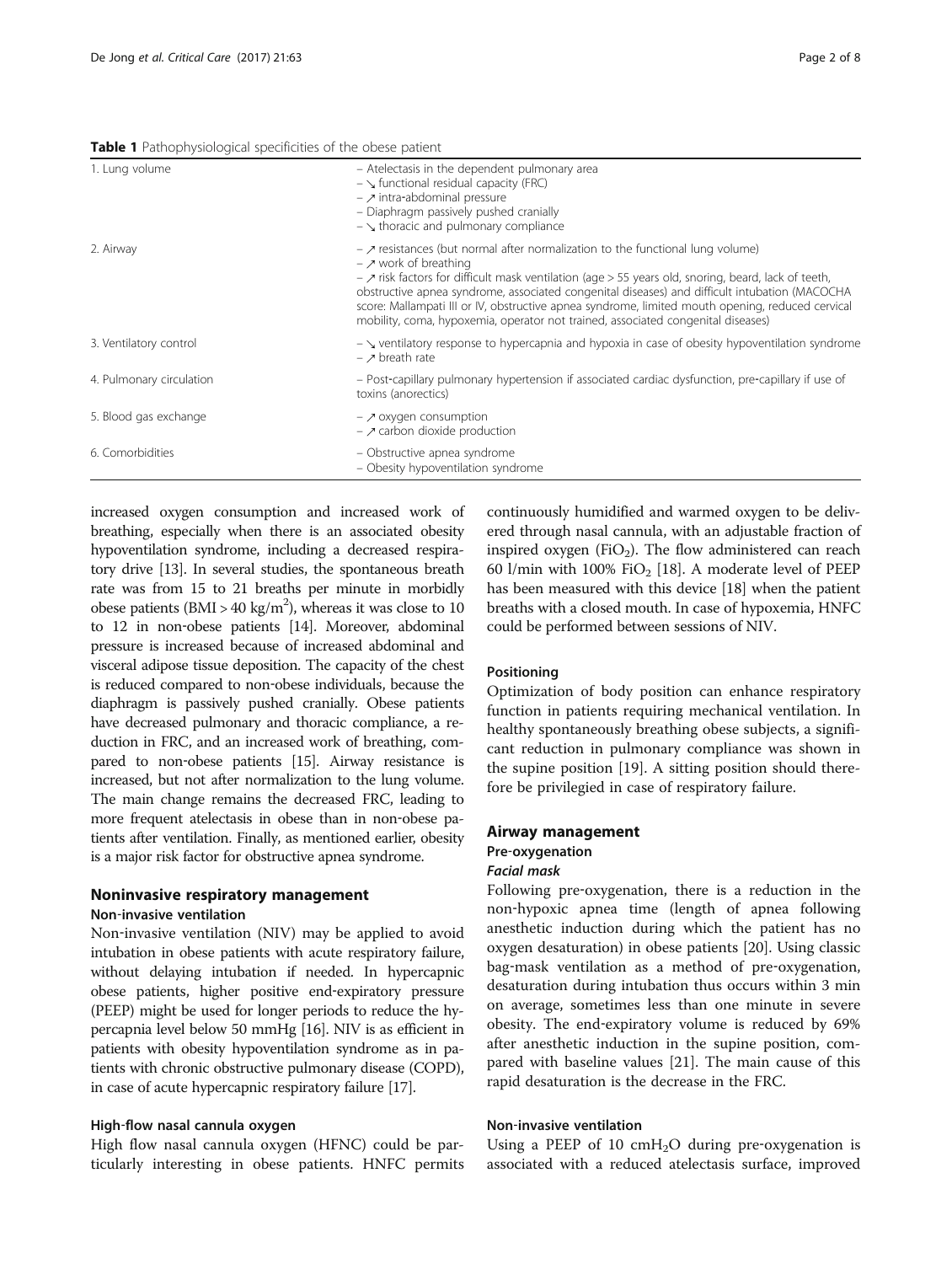**Table 1** Pathophysiological specificities of the obese patient

| | |
|---|---|
| 1. Lung volume | – Atelectasis in the dependent pulmonary area<br>– ↘ functional residual capacity (FRC)<br>– ↗ intra-abdominal pressure<br>– Diaphragm passively pushed cranially<br>– ↘ thoracic and pulmonary compliance |
| 2. Airway | – ↗ resistances (but normal after normalization to the functional lung volume)<br>– ↗ work of breathing<br>– ↗ risk factors for difficult mask ventilation (age > 55 years old, snoring, beard, lack of teeth, obstructive apnea syndrome, associated congenital diseases) and difficult intubation (MACOCHA score: Mallampati III or IV, obstructive apnea syndrome, limited mouth opening, reduced cervical mobility, coma, hypoxemia, operator not trained, associated congenital diseases) |
| 3. Ventilatory control | – ↘ ventilatory response to hypercapnia and hypoxia in case of obesity hypoventilation syndrome<br>– ↗ breath rate |
| 4. Pulmonary circulation | – Post-capillary pulmonary hypertension if associated cardiac dysfunction, pre-capillary if use of toxins (anorectics) |
| 5. Blood gas exchange | – ↗ oxygen consumption<br>– ↗ carbon dioxide production |
| 6. Comorbidities | – Obstructive apnea syndrome<br>– Obesity hypoventilation syndrome |

increased oxygen consumption and increased work of breathing, especially when there is an associated obesity hypoventilation syndrome, including a decreased respiratory drive [13]. In several studies, the spontaneous breath rate was from 15 to 21 breaths per minute in morbidly obese patients (BMI > 40 kg/m$^2$), whereas it was close to 10 to 12 in non-obese patients [14]. Moreover, abdominal pressure is increased because of increased abdominal and visceral adipose tissue deposition. The capacity of the chest is reduced compared to non-obese individuals, because the diaphragm is passively pushed cranially. Obese patients have decreased pulmonary and thoracic compliance, a reduction in FRC, and an increased work of breathing, compared to non-obese patients [15]. Airway resistance is increased, but not after normalization to the lung volume. The main change remains the decreased FRC, leading to more frequent atelectasis in obese than in non-obese patients after ventilation. Finally, as mentioned earlier, obesity is a major risk factor for obstructive apnea syndrome.

## Noninvasive respiratory management

### Non-invasive ventilation

Non-invasive ventilation (NIV) may be applied to avoid intubation in obese patients with acute respiratory failure, without delaying intubation if needed. In hypercapnic obese patients, higher positive end-expiratory pressure (PEEP) might be used for longer periods to reduce the hypercapnia level below 50 mmHg [16]. NIV is as efficient in patients with obesity hypoventilation syndrome as in patients with chronic obstructive pulmonary disease (COPD), in case of acute hypercapnic respiratory failure [17].

### High-flow nasal cannula oxygen

High flow nasal cannula oxygen (HFNC) could be particularly interesting in obese patients. HNFC permits continuously humidified and warmed oxygen to be delivered through nasal cannula, with an adjustable fraction of inspired oxygen ($FiO_2$). The flow administered can reach 60 l/min with 100% $FiO_2$ [18]. A moderate level of PEEP has been measured with this device [18] when the patient breaths with a closed mouth. In case of hypoxemia, HNFC could be performed between sessions of NIV.

### Positioning

Optimization of body position can enhance respiratory function in patients requiring mechanical ventilation. In healthy spontaneously breathing obese subjects, a significant reduction in pulmonary compliance was shown in the supine position [19]. A sitting position should therefore be privilegied in case of respiratory failure.

## Airway management

### Pre-oxygenation

#### *Facial mask*

Following pre-oxygenation, there is a reduction in the non-hypoxic apnea time (length of apnea following anesthetic induction during which the patient has no oxygen desaturation) in obese patients [20]. Using classic bag-mask ventilation as a method of pre-oxygenation, desaturation during intubation thus occurs within 3 min on average, sometimes less than one minute in severe obesity. The end-expiratory volume is reduced by 69% after anesthetic induction in the supine position, compared with baseline values [21]. The main cause of this rapid desaturation is the decrease in the FRC.

### Non-invasive ventilation

Using a PEEP of 10 cmH$_2$O during pre-oxygenation is associated with a reduced atelectasis surface, improved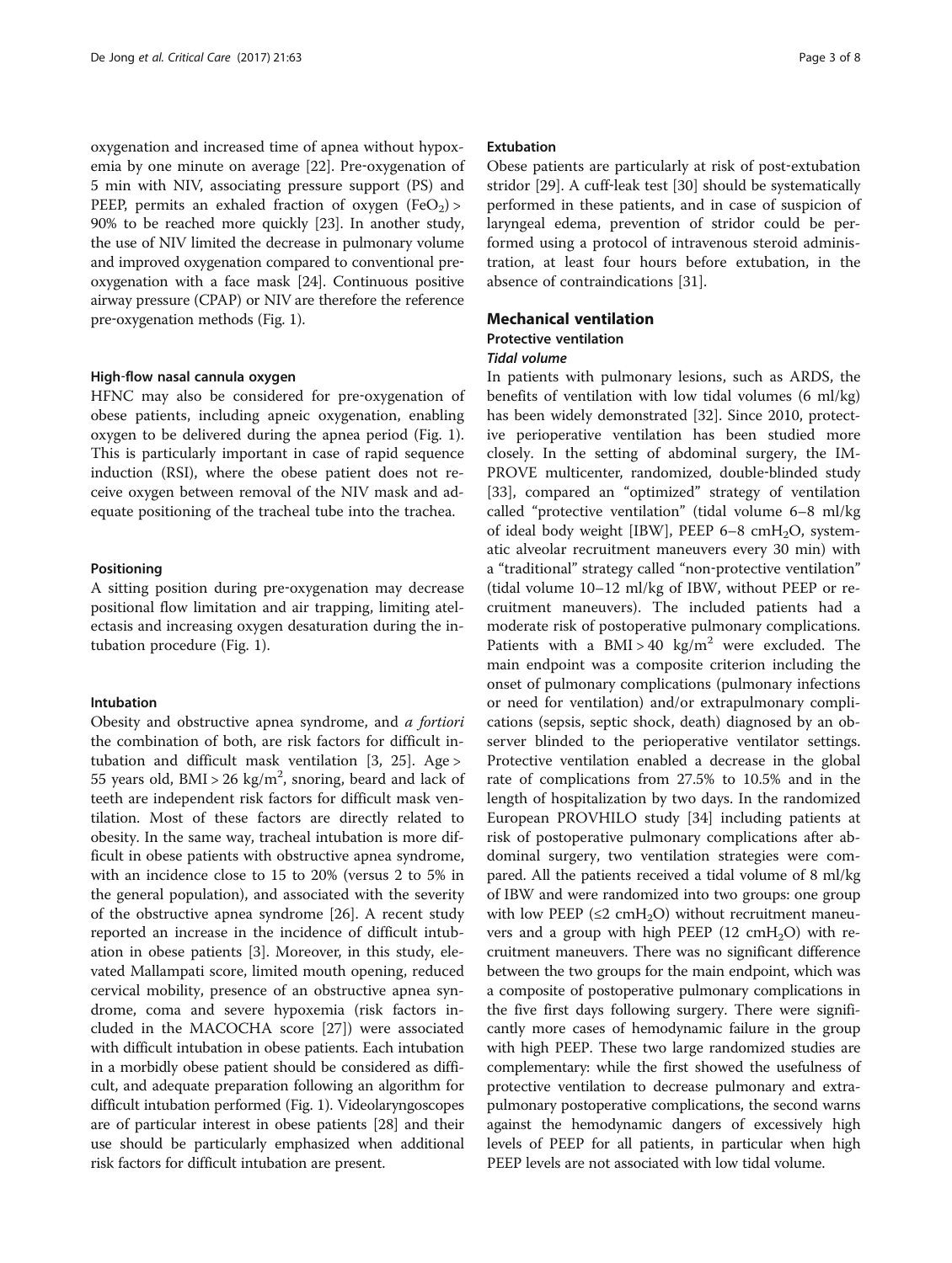oxygenation and increased time of apnea without hypoxemia by one minute on average [22]. Pre-oxygenation of 5 min with NIV, associating pressure support (PS) and PEEP, permits an exhaled fraction of oxygen ($FeO_2$) > 90% to be reached more quickly [23]. In another study, the use of NIV limited the decrease in pulmonary volume and improved oxygenation compared to conventional pre-oxygenation with a face mask [24]. Continuous positive airway pressure (CPAP) or NIV are therefore the reference pre-oxygenation methods (Fig. 1).

#### High-flow nasal cannula oxygen

HFNC may also be considered for pre-oxygenation of obese patients, including apneic oxygenation, enabling oxygen to be delivered during the apnea period (Fig. 1). This is particularly important in case of rapid sequence induction (RSI), where the obese patient does not receive oxygen between removal of the NIV mask and adequate positioning of the tracheal tube into the trachea.

#### Positioning

A sitting position during pre-oxygenation may decrease positional flow limitation and air trapping, limiting atelectasis and increasing oxygen desaturation during the intubation procedure (Fig. 1).

#### Intubation

Obesity and obstructive apnea syndrome, and *a fortiori* the combination of both, are risk factors for difficult intubation and difficult mask ventilation [3, 25]. Age > 55 years old, BMI > 26 kg/m$^2$, snoring, beard and lack of teeth are independent risk factors for difficult mask ventilation. Most of these factors are directly related to obesity. In the same way, tracheal intubation is more difficult in obese patients with obstructive apnea syndrome, with an incidence close to 15 to 20% (versus 2 to 5% in the general population), and associated with the severity of the obstructive apnea syndrome [26]. A recent study reported an increase in the incidence of difficult intubation in obese patients [3]. Moreover, in this study, elevated Mallampati score, limited mouth opening, reduced cervical mobility, presence of an obstructive apnea syndrome, coma and severe hypoxemia (risk factors included in the MACOCHA score [27]) were associated with difficult intubation in obese patients. Each intubation in a morbidly obese patient should be considered as difficult, and adequate preparation following an algorithm for difficult intubation performed (Fig. 1). Videolaryngoscopes are of particular interest in obese patients [28] and their use should be particularly emphasized when additional risk factors for difficult intubation are present.

#### Extubation

Obese patients are particularly at risk of post-extubation stridor [29]. A cuff-leak test [30] should be systematically performed in these patients, and in case of suspicion of laryngeal edema, prevention of stridor could be performed using a protocol of intravenous steroid administration, at least four hours before extubation, in the absence of contraindications [31].

## Mechanical ventilation

### Protective ventilation

#### *Tidal volume*

In patients with pulmonary lesions, such as ARDS, the benefits of ventilation with low tidal volumes (6 ml/kg) has been widely demonstrated [32]. Since 2010, protective perioperative ventilation has been studied more closely. In the setting of abdominal surgery, the IMPROVE multicenter, randomized, double-blinded study [33], compared an "optimized" strategy of ventilation called "protective ventilation" (tidal volume 6–8 ml/kg of ideal body weight [IBW], PEEP 6–8 cm$H_2O$, systematic alveolar recruitment maneuvers every 30 min) with a "traditional" strategy called "non-protective ventilation" (tidal volume 10–12 ml/kg of IBW, without PEEP or recruitment maneuvers). The included patients had a moderate risk of postoperative pulmonary complications. Patients with a BMI > 40 kg/m$^2$ were excluded. The main endpoint was a composite criterion including the onset of pulmonary complications (pulmonary infections or need for ventilation) and/or extrapulmonary complications (sepsis, septic shock, death) diagnosed by an observer blinded to the perioperative ventilator settings. Protective ventilation enabled a decrease in the global rate of complications from 27.5% to 10.5% and in the length of hospitalization by two days. In the randomized European PROVHILO study [34] including patients at risk of postoperative pulmonary complications after abdominal surgery, two ventilation strategies were compared. All the patients received a tidal volume of 8 ml/kg of IBW and were randomized into two groups: one group with low PEEP (≤2 cm$H_2O$) without recruitment maneuvers and a group with high PEEP (12 cm$H_2O$) with recruitment maneuvers. There was no significant difference between the two groups for the main endpoint, which was a composite of postoperative pulmonary complications in the five first days following surgery. There were significantly more cases of hemodynamic failure in the group with high PEEP. These two large randomized studies are complementary: while the first showed the usefulness of protective ventilation to decrease pulmonary and extrapulmonary postoperative complications, the second warns against the hemodynamic dangers of excessively high levels of PEEP for all patients, in particular when high PEEP levels are not associated with low tidal volume.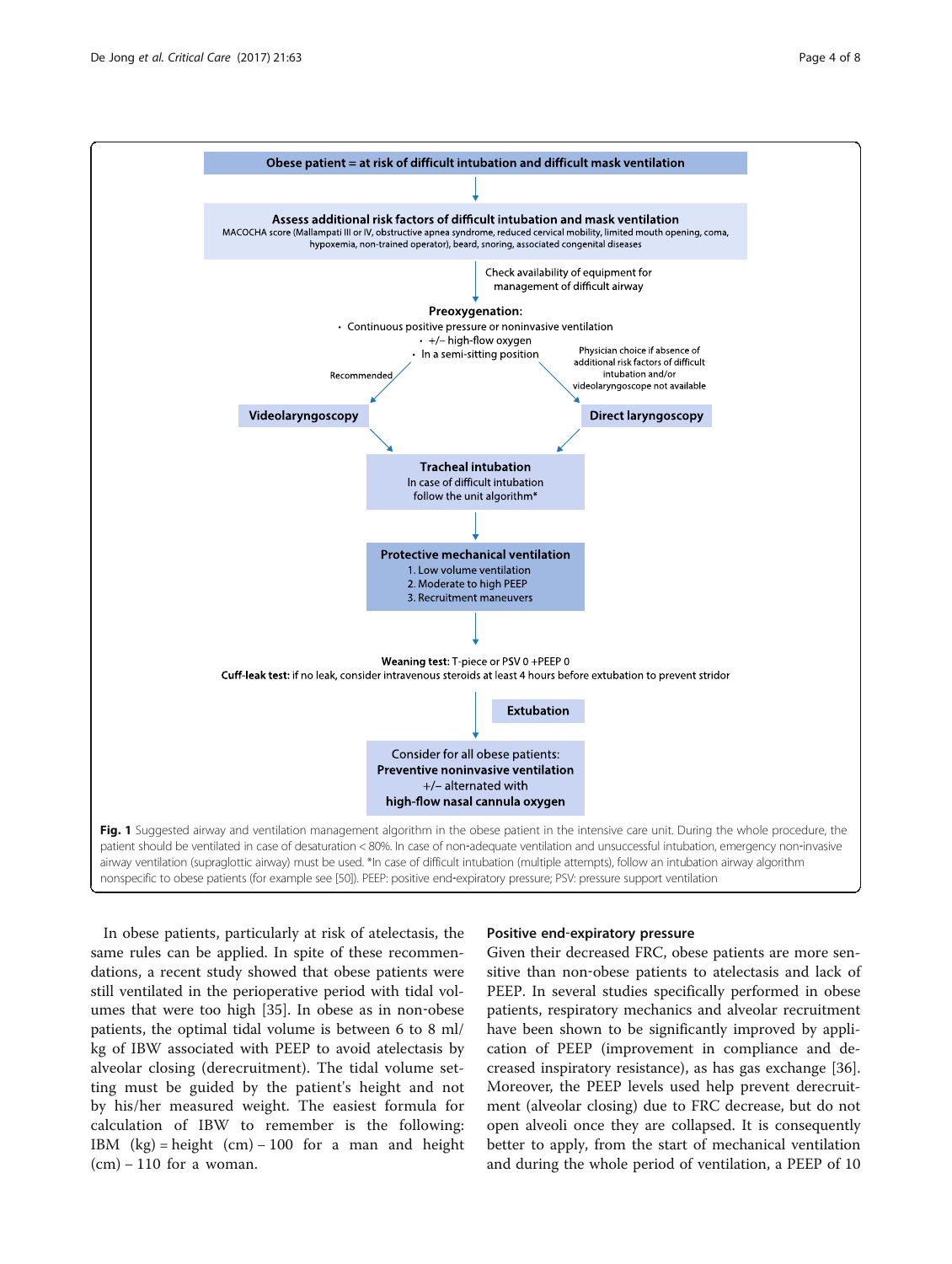**Obese patient = at risk of difficult intubation and difficult mask ventilation**

↓

**Assess additional risk factors of difficult intubation and mask ventilation**
MACOCHA score (Mallampati III or IV, obstructive apnea syndrome, reduced cervical mobility, limited mouth opening, coma, hypoxemia, non-trained operator), beard, snoring, associated congenital diseases

↓ Check availability of equipment for management of difficult airway

**Preoxygenation:**
- Continuous positive pressure or noninvasive ventilation
- +/− high-flow oxygen
- In a semi-sitting position

Recommended → **Videolaryngoscopy**

Physician choice if absence of additional risk factors of difficult intubation and/or videolaryngoscope not available → **Direct laryngoscopy**

↓

**Tracheal intubation**
In case of difficult intubation follow the unit algorithm*

↓

**Protective mechanical ventilation**
1. Low volume ventilation
2. Moderate to high PEEP
3. Recruitment maneuvers

↓

**Weaning test:** T-piece or PSV 0 +PEEP 0
**Cuff-leak test:** if no leak, consider intravenous steroids at least 4 hours before extubation to prevent stridor

↓ **Extubation**

Consider for all obese patients:
**Preventive noninvasive ventilation**
+/− alternated with
**high-flow nasal cannula oxygen**

**Fig. 1** Suggested airway and ventilation management algorithm in the obese patient in the intensive care unit. During the whole procedure, the patient should be ventilated in case of desaturation < 80%. In case of non-adequate ventilation and unsuccessful intubation, emergency non-invasive airway ventilation (supraglottic airway) must be used. *In case of difficult intubation (multiple attempts), follow an intubation airway algorithm nonspecific to obese patients (for example see [50]). PEEP: positive end-expiratory pressure; PSV: pressure support ventilation

In obese patients, particularly at risk of atelectasis, the same rules can be applied. In spite of these recommendations, a recent study showed that obese patients were still ventilated in the perioperative period with tidal volumes that were too high [35]. In obese as in non-obese patients, the optimal tidal volume is between 6 to 8 ml/kg of IBW associated with PEEP to avoid atelectasis by alveolar closing (derecruitment). The tidal volume setting must be guided by the patient's height and not by his/her measured weight. The easiest formula for calculation of IBW to remember is the following: IBM (kg) = height (cm) − 100 for a man and height (cm) − 110 for a woman.

### Positive end-expiratory pressure

Given their decreased FRC, obese patients are more sensitive than non-obese patients to atelectasis and lack of PEEP. In several studies specifically performed in obese patients, respiratory mechanics and alveolar recruitment have been shown to be significantly improved by application of PEEP (improvement in compliance and decreased inspiratory resistance), as has gas exchange [36]. Moreover, the PEEP levels used help prevent derecruitment (alveolar closing) due to FRC decrease, but do not open alveoli once they are collapsed. It is consequently better to apply, from the start of mechanical ventilation and during the whole period of ventilation, a PEEP of 10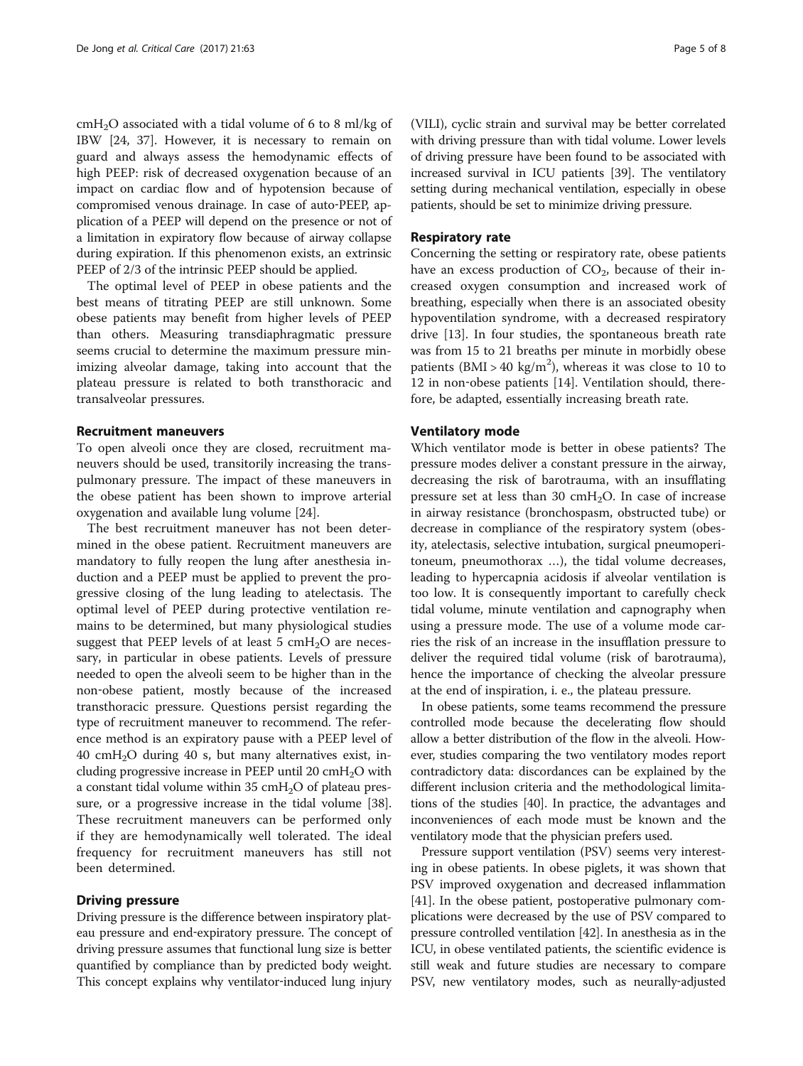$cmH_2O$ associated with a tidal volume of 6 to 8 ml/kg of IBW [24, 37]. However, it is necessary to remain on guard and always assess the hemodynamic effects of high PEEP: risk of decreased oxygenation because of an impact on cardiac flow and of hypotension because of compromised venous drainage. In case of auto-PEEP, application of a PEEP will depend on the presence or not of a limitation in expiratory flow because of airway collapse during expiration. If this phenomenon exists, an extrinsic PEEP of 2/3 of the intrinsic PEEP should be applied.

The optimal level of PEEP in obese patients and the best means of titrating PEEP are still unknown. Some obese patients may benefit from higher levels of PEEP than others. Measuring transdiaphragmatic pressure seems crucial to determine the maximum pressure minimizing alveolar damage, taking into account that the plateau pressure is related to both transthoracic and transalveolar pressures.

### Recruitment maneuvers

To open alveoli once they are closed, recruitment maneuvers should be used, transitorily increasing the transpulmonary pressure. The impact of these maneuvers in the obese patient has been shown to improve arterial oxygenation and available lung volume [24].

The best recruitment maneuver has not been determined in the obese patient. Recruitment maneuvers are mandatory to fully reopen the lung after anesthesia induction and a PEEP must be applied to prevent the progressive closing of the lung leading to atelectasis. The optimal level of PEEP during protective ventilation remains to be determined, but many physiological studies suggest that PEEP levels of at least 5 $cmH_2O$ are necessary, in particular in obese patients. Levels of pressure needed to open the alveoli seem to be higher than in the non-obese patient, mostly because of the increased transthoracic pressure. Questions persist regarding the type of recruitment maneuver to recommend. The reference method is an expiratory pause with a PEEP level of 40 $cmH_2O$ during 40 s, but many alternatives exist, including progressive increase in PEEP until 20 $cmH_2O$ with a constant tidal volume within 35 $cmH_2O$ of plateau pressure, or a progressive increase in the tidal volume [38]. These recruitment maneuvers can be performed only if they are hemodynamically well tolerated. The ideal frequency for recruitment maneuvers has still not been determined.

### Driving pressure

Driving pressure is the difference between inspiratory plateau pressure and end-expiratory pressure. The concept of driving pressure assumes that functional lung size is better quantified by compliance than by predicted body weight. This concept explains why ventilator-induced lung injury (VILI), cyclic strain and survival may be better correlated with driving pressure than with tidal volume. Lower levels of driving pressure have been found to be associated with increased survival in ICU patients [39]. The ventilatory setting during mechanical ventilation, especially in obese patients, should be set to minimize driving pressure.

### Respiratory rate

Concerning the setting or respiratory rate, obese patients have an excess production of $CO_2$, because of their increased oxygen consumption and increased work of breathing, especially when there is an associated obesity hypoventilation syndrome, with a decreased respiratory drive [13]. In four studies, the spontaneous breath rate was from 15 to 21 breaths per minute in morbidly obese patients (BMI > 40 $kg/m^2$), whereas it was close to 10 to 12 in non-obese patients [14]. Ventilation should, therefore, be adapted, essentially increasing breath rate.

### Ventilatory mode

Which ventilator mode is better in obese patients? The pressure modes deliver a constant pressure in the airway, decreasing the risk of barotrauma, with an insufflating pressure set at less than 30 $cmH_2O$. In case of increase in airway resistance (bronchospasm, obstructed tube) or decrease in compliance of the respiratory system (obesity, atelectasis, selective intubation, surgical pneumoperitoneum, pneumothorax …), the tidal volume decreases, leading to hypercapnia acidosis if alveolar ventilation is too low. It is consequently important to carefully check tidal volume, minute ventilation and capnography when using a pressure mode. The use of a volume mode carries the risk of an increase in the insufflation pressure to deliver the required tidal volume (risk of barotrauma), hence the importance of checking the alveolar pressure at the end of inspiration, i. e., the plateau pressure.

In obese patients, some teams recommend the pressure controlled mode because the decelerating flow should allow a better distribution of the flow in the alveoli. However, studies comparing the two ventilatory modes report contradictory data: discordances can be explained by the different inclusion criteria and the methodological limitations of the studies [40]. In practice, the advantages and inconveniences of each mode must be known and the ventilatory mode that the physician prefers used.

Pressure support ventilation (PSV) seems very interesting in obese patients. In obese piglets, it was shown that PSV improved oxygenation and decreased inflammation [41]. In the obese patient, postoperative pulmonary complications were decreased by the use of PSV compared to pressure controlled ventilation [42]. In anesthesia as in the ICU, in obese ventilated patients, the scientific evidence is still weak and future studies are necessary to compare PSV, new ventilatory modes, such as neurally-adjusted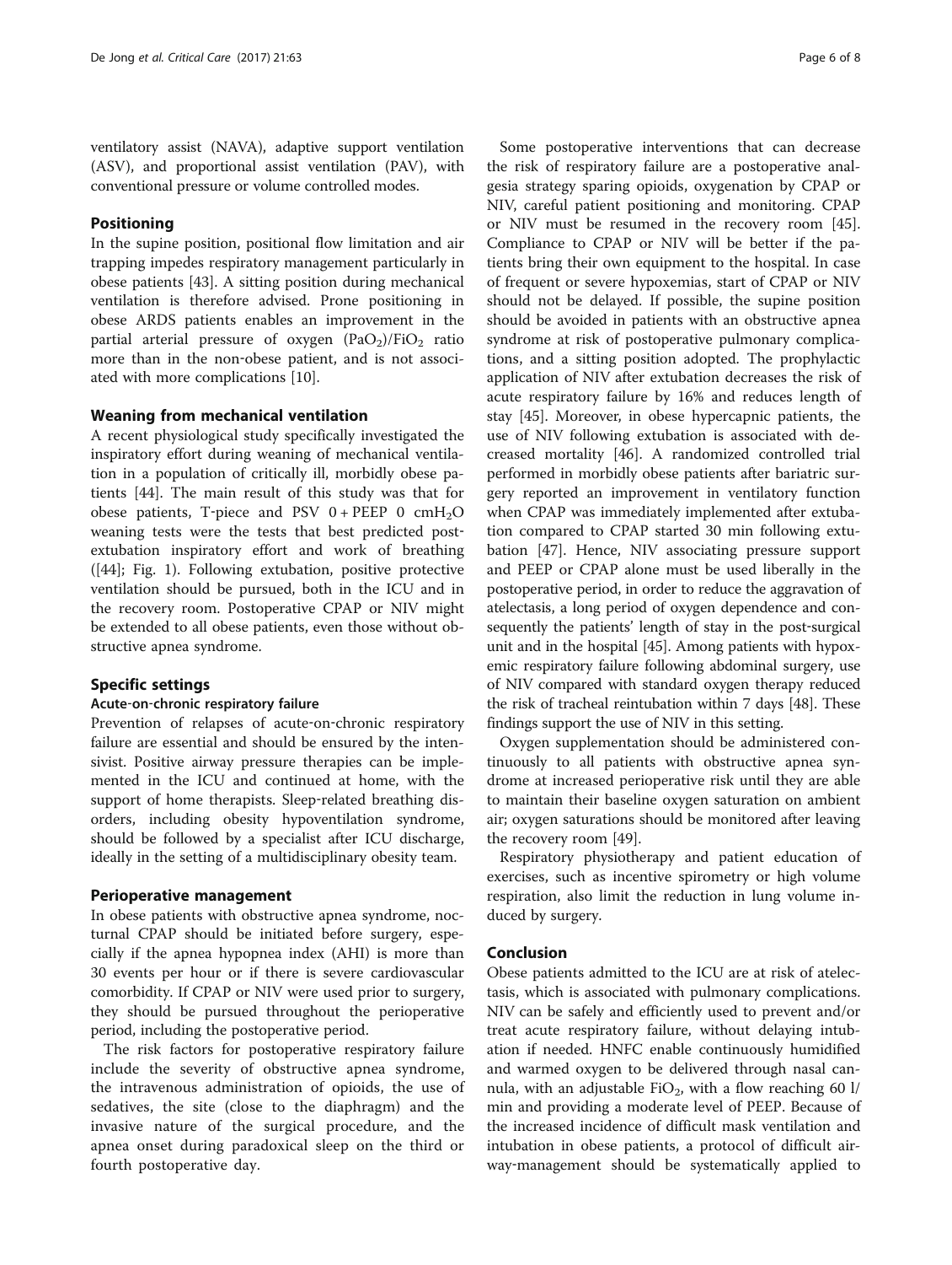ventilatory assist (NAVA), adaptive support ventilation (ASV), and proportional assist ventilation (PAV), with conventional pressure or volume controlled modes.

## Positioning

In the supine position, positional flow limitation and air trapping impedes respiratory management particularly in obese patients [43]. A sitting position during mechanical ventilation is therefore advised. Prone positioning in obese ARDS patients enables an improvement in the partial arterial pressure of oxygen ($PaO_2$)/$FiO_2$ ratio more than in the non-obese patient, and is not associated with more complications [10].

## Weaning from mechanical ventilation

A recent physiological study specifically investigated the inspiratory effort during weaning of mechanical ventilation in a population of critically ill, morbidly obese patients [44]. The main result of this study was that for obese patients, T-piece and PSV 0 + PEEP 0 $cmH_2O$ weaning tests were the tests that best predicted post-extubation inspiratory effort and work of breathing ([44]; Fig. 1). Following extubation, positive protective ventilation should be pursued, both in the ICU and in the recovery room. Postoperative CPAP or NIV might be extended to all obese patients, even those without obstructive apnea syndrome.

## Specific settings

### Acute-on-chronic respiratory failure

Prevention of relapses of acute-on-chronic respiratory failure are essential and should be ensured by the intensivist. Positive airway pressure therapies can be implemented in the ICU and continued at home, with the support of home therapists. Sleep-related breathing disorders, including obesity hypoventilation syndrome, should be followed by a specialist after ICU discharge, ideally in the setting of a multidisciplinary obesity team.

## Perioperative management

In obese patients with obstructive apnea syndrome, nocturnal CPAP should be initiated before surgery, especially if the apnea hypopnea index (AHI) is more than 30 events per hour or if there is severe cardiovascular comorbidity. If CPAP or NIV were used prior to surgery, they should be pursued throughout the perioperative period, including the postoperative period.

The risk factors for postoperative respiratory failure include the severity of obstructive apnea syndrome, the intravenous administration of opioids, the use of sedatives, the site (close to the diaphragm) and the invasive nature of the surgical procedure, and the apnea onset during paradoxical sleep on the third or fourth postoperative day.

Some postoperative interventions that can decrease the risk of respiratory failure are a postoperative analgesia strategy sparing opioids, oxygenation by CPAP or NIV, careful patient positioning and monitoring. CPAP or NIV must be resumed in the recovery room [45]. Compliance to CPAP or NIV will be better if the patients bring their own equipment to the hospital. In case of frequent or severe hypoxemias, start of CPAP or NIV should not be delayed. If possible, the supine position should be avoided in patients with an obstructive apnea syndrome at risk of postoperative pulmonary complications, and a sitting position adopted. The prophylactic application of NIV after extubation decreases the risk of acute respiratory failure by 16% and reduces length of stay [45]. Moreover, in obese hypercapnic patients, the use of NIV following extubation is associated with decreased mortality [46]. A randomized controlled trial performed in morbidly obese patients after bariatric surgery reported an improvement in ventilatory function when CPAP was immediately implemented after extubation compared to CPAP started 30 min following extubation [47]. Hence, NIV associating pressure support and PEEP or CPAP alone must be used liberally in the postoperative period, in order to reduce the aggravation of atelectasis, a long period of oxygen dependence and consequently the patients' length of stay in the post-surgical unit and in the hospital [45]. Among patients with hypoxemic respiratory failure following abdominal surgery, use of NIV compared with standard oxygen therapy reduced the risk of tracheal reintubation within 7 days [48]. These findings support the use of NIV in this setting.

Oxygen supplementation should be administered continuously to all patients with obstructive apnea syndrome at increased perioperative risk until they are able to maintain their baseline oxygen saturation on ambient air; oxygen saturations should be monitored after leaving the recovery room [49].

Respiratory physiotherapy and patient education of exercises, such as incentive spirometry or high volume respiration, also limit the reduction in lung volume induced by surgery.

## Conclusion

Obese patients admitted to the ICU are at risk of atelectasis, which is associated with pulmonary complications. NIV can be safely and efficiently used to prevent and/or treat acute respiratory failure, without delaying intubation if needed. HNFC enable continuously humidified and warmed oxygen to be delivered through nasal cannula, with an adjustable $FiO_2$, with a flow reaching 60 l/min and providing a moderate level of PEEP. Because of the increased incidence of difficult mask ventilation and intubation in obese patients, a protocol of difficult airway-management should be systematically applied to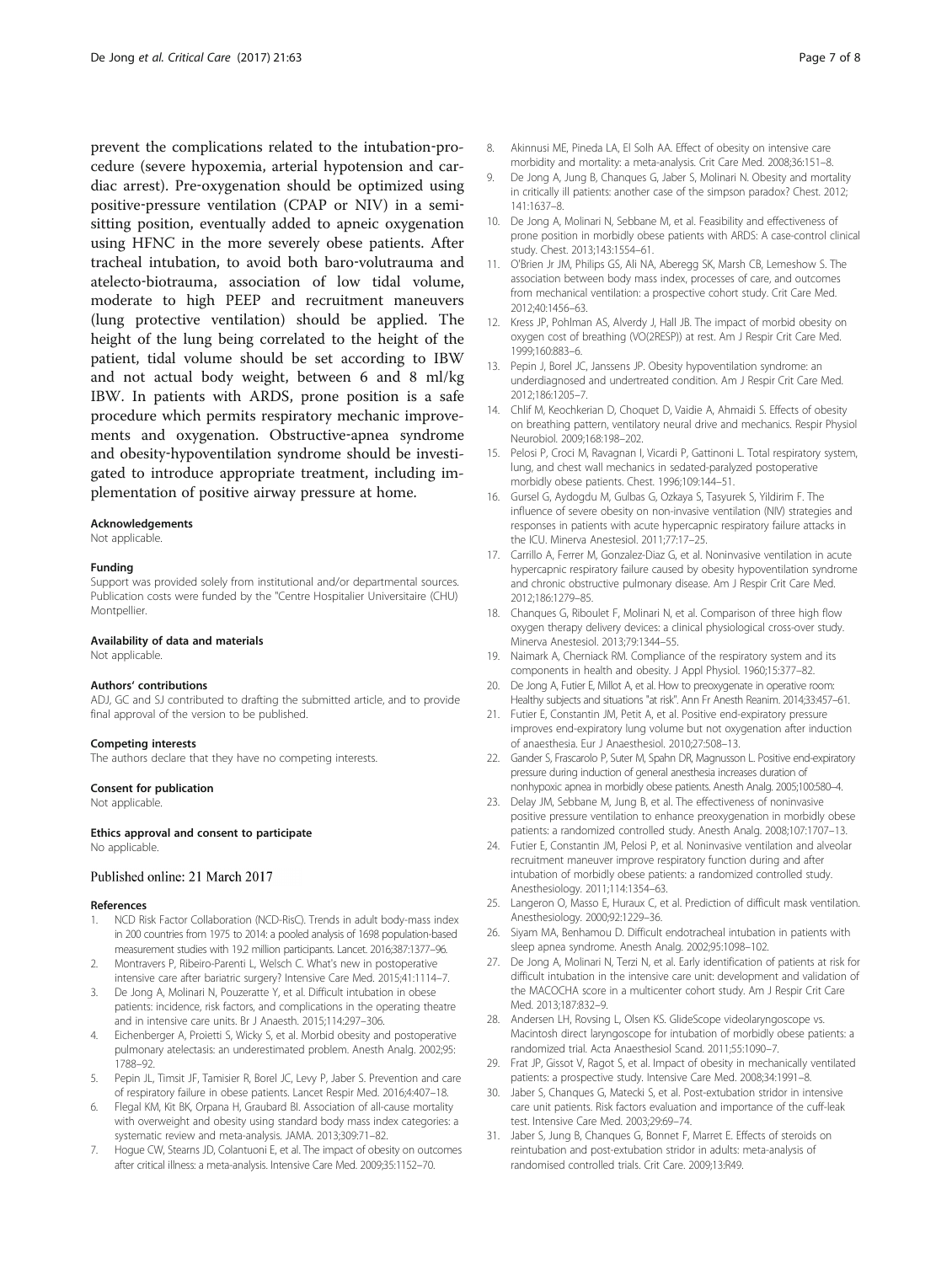prevent the complications related to the intubation-procedure (severe hypoxemia, arterial hypotension and cardiac arrest). Pre-oxygenation should be optimized using positive-pressure ventilation (CPAP or NIV) in a semi-sitting position, eventually added to apneic oxygenation using HFNC in the more severely obese patients. After tracheal intubation, to avoid both baro-volutrauma and atelecto-biotrauma, association of low tidal volume, moderate to high PEEP and recruitment maneuvers (lung protective ventilation) should be applied. The height of the lung being correlated to the height of the patient, tidal volume should be set according to IBW and not actual body weight, between 6 and 8 ml/kg IBW. In patients with ARDS, prone position is a safe procedure which permits respiratory mechanic improvements and oxygenation. Obstructive-apnea syndrome and obesity-hypoventilation syndrome should be investigated to introduce appropriate treatment, including implementation of positive airway pressure at home.

#### Acknowledgements

Not applicable.

#### Funding

Support was provided solely from institutional and/or departmental sources. Publication costs were funded by the "Centre Hospitalier Universitaire (CHU) Montpellier.

#### Availability of data and materials

Not applicable.

#### Authors' contributions

ADJ, GC and SJ contributed to drafting the submitted article, and to provide final approval of the version to be published.

#### Competing interests

The authors declare that they have no competing interests.

#### Consent for publication

Not applicable.

#### Ethics approval and consent to participate

No applicable.

Published online: 21 March 2017

#### References

1. NCD Risk Factor Collaboration (NCD-RisC). Trends in adult body-mass index in 200 countries from 1975 to 2014: a pooled analysis of 1698 population-based measurement studies with 19.2 million participants. Lancet. 2016;387:1377–96.
2. Montravers P, Ribeiro-Parenti L, Welsch C. What's new in postoperative intensive care after bariatric surgery? Intensive Care Med. 2015;41:1114–7.
3. De Jong A, Molinari N, Pouzeratte Y, et al. Difficult intubation in obese patients: incidence, risk factors, and complications in the operating theatre and in intensive care units. Br J Anaesth. 2015;114:297–306.
4. Eichenberger A, Proietti S, Wicky S, et al. Morbid obesity and postoperative pulmonary atelectasis: an underestimated problem. Anesth Analg. 2002;95:1788–92.
5. Pepin JL, Timsit JF, Tamisier R, Borel JC, Levy P, Jaber S. Prevention and care of respiratory failure in obese patients. Lancet Respir Med. 2016;4:407–18.
6. Flegal KM, Kit BK, Orpana H, Graubard BI. Association of all-cause mortality with overweight and obesity using standard body mass index categories: a systematic review and meta-analysis. JAMA. 2013;309:71–82.
7. Hogue CW, Stearns JD, Colantuoni E, et al. The impact of obesity on outcomes after critical illness: a meta-analysis. Intensive Care Med. 2009;35:1152–70.
8. Akinnusi ME, Pineda LA, El Solh AA. Effect of obesity on intensive care morbidity and mortality: a meta-analysis. Crit Care Med. 2008;36:151–8.
9. De Jong A, Jung B, Chanques G, Jaber S, Molinari N. Obesity and mortality in critically ill patients: another case of the simpson paradox? Chest. 2012;141:1637–8.
10. De Jong A, Molinari N, Sebbane M, et al. Feasibility and effectiveness of prone position in morbidly obese patients with ARDS: A case-control clinical study. Chest. 2013;143:1554–61.
11. O'Brien Jr JM, Philips GS, Ali NA, Aberegg SK, Marsh CB, Lemeshow S. The association between body mass index, processes of care, and outcomes from mechanical ventilation: a prospective cohort study. Crit Care Med. 2012;40:1456–63.
12. Kress JP, Pohlman AS, Alverdy J, Hall JB. The impact of morbid obesity on oxygen cost of breathing (VO(2RESP)) at rest. Am J Respir Crit Care Med. 1999;160:883–6.
13. Pepin J, Borel JC, Janssens JP. Obesity hypoventilation syndrome: an underdiagnosed and undertreated condition. Am J Respir Crit Care Med. 2012;186:1205–7.
14. Chlif M, Keochkerian D, Choquet D, Vaidie A, Ahmaidi S. Effects of obesity on breathing pattern, ventilatory neural drive and mechanics. Respir Physiol Neurobiol. 2009;168:198–202.
15. Pelosi P, Croci M, Ravagnan I, Vicardi P, Gattinoni L. Total respiratory system, lung, and chest wall mechanics in sedated-paralyzed postoperative morbidly obese patients. Chest. 1996;109:144–51.
16. Gursel G, Aydogdu M, Gulbas G, Ozkaya S, Tasyurek S, Yildirim F. The influence of severe obesity on non-invasive ventilation (NIV) strategies and responses in patients with acute hypercapnic respiratory failure attacks in the ICU. Minerva Anestesiol. 2011;77:17–25.
17. Carrillo A, Ferrer M, Gonzalez-Diaz G, et al. Noninvasive ventilation in acute hypercapnic respiratory failure caused by obesity hypoventilation syndrome and chronic obstructive pulmonary disease. Am J Respir Crit Care Med. 2012;186:1279–85.
18. Chanques G, Riboulet F, Molinari N, et al. Comparison of three high flow oxygen therapy delivery devices: a clinical physiological cross-over study. Minerva Anestesiol. 2013;79:1344–55.
19. Naimark A, Cherniack RM. Compliance of the respiratory system and its components in health and obesity. J Appl Physiol. 1960;15:377–82.
20. De Jong A, Futier E, Millot A, et al. How to preoxygenate in operative room: Healthy subjects and situations "at risk". Ann Fr Anesth Reanim. 2014;33:457–61.
21. Futier E, Constantin JM, Petit A, et al. Positive end-expiratory pressure improves end-expiratory lung volume but not oxygenation after induction of anaesthesia. Eur J Anaesthesiol. 2010;27:508–13.
22. Gander S, Frascarolo P, Suter M, Spahn DR, Magnusson L. Positive end-expiratory pressure during induction of general anesthesia increases duration of nonhypoxic apnea in morbidly obese patients. Anesth Analg. 2005;100:580–4.
23. Delay JM, Sebbane M, Jung B, et al. The effectiveness of noninvasive positive pressure ventilation to enhance preoxygenation in morbidly obese patients: a randomized controlled study. Anesth Analg. 2008;107:1707–13.
24. Futier E, Constantin JM, Pelosi P, et al. Noninvasive ventilation and alveolar recruitment maneuver improve respiratory function during and after intubation of morbidly obese patients: a randomized controlled study. Anesthesiology. 2011;114:1354–63.
25. Langeron O, Masso E, Huraux C, et al. Prediction of difficult mask ventilation. Anesthesiology. 2000;92:1229–36.
26. Siyam MA, Benhamou D. Difficult endotracheal intubation in patients with sleep apnea syndrome. Anesth Analg. 2002;95:1098–102.
27. De Jong A, Molinari N, Terzi N, et al. Early identification of patients at risk for difficult intubation in the intensive care unit: development and validation of the MACOCHA score in a multicenter cohort study. Am J Respir Crit Care Med. 2013;187:832–9.
28. Andersen LH, Rovsing L, Olsen KS. GlideScope videolaryngoscope vs. Macintosh direct laryngoscope for intubation of morbidly obese patients: a randomized trial. Acta Anaesthesiol Scand. 2011;55:1090–7.
29. Frat JP, Gissot V, Ragot S, et al. Impact of obesity in mechanically ventilated patients: a prospective study. Intensive Care Med. 2008;34:1991–8.
30. Jaber S, Chanques G, Matecki S, et al. Post-extubation stridor in intensive care unit patients. Risk factors evaluation and importance of the cuff-leak test. Intensive Care Med. 2003;29:69–74.
31. Jaber S, Jung B, Chanques G, Bonnet F, Marret E. Effects of steroids on reintubation and post-extubation stridor in adults: meta-analysis of randomised controlled trials. Crit Care. 2009;13:R49.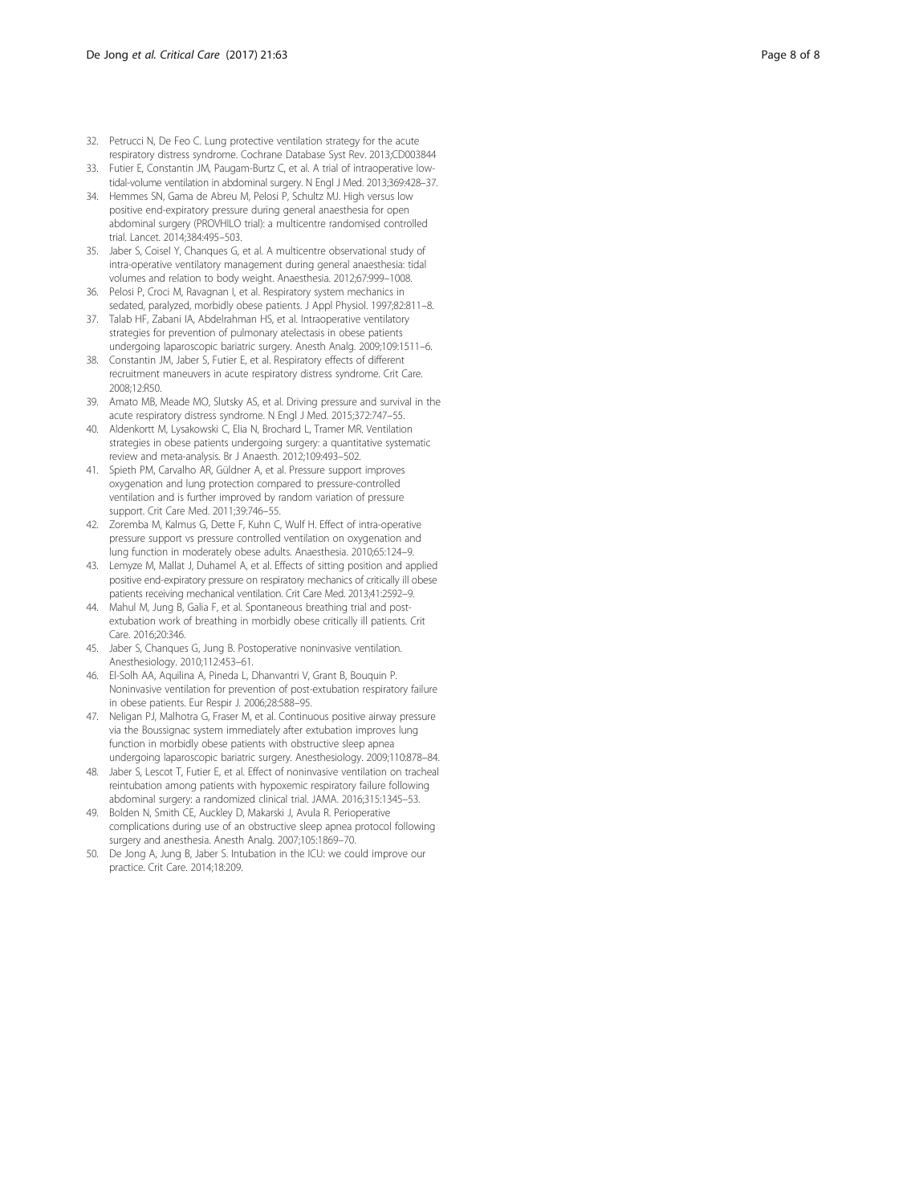32. Petrucci N, De Feo C. Lung protective ventilation strategy for the acute respiratory distress syndrome. Cochrane Database Syst Rev. 2013;CD003844
33. Futier E, Constantin JM, Paugam-Burtz C, et al. A trial of intraoperative low-tidal-volume ventilation in abdominal surgery. N Engl J Med. 2013;369:428–37.
34. Hemmes SN, Gama de Abreu M, Pelosi P, Schultz MJ. High versus low positive end-expiratory pressure during general anaesthesia for open abdominal surgery (PROVHILO trial): a multicentre randomised controlled trial. Lancet. 2014;384:495–503.
35. Jaber S, Coisel Y, Chanques G, et al. A multicentre observational study of intra-operative ventilatory management during general anaesthesia: tidal volumes and relation to body weight. Anaesthesia. 2012;67:999–1008.
36. Pelosi P, Croci M, Ravagnan I, et al. Respiratory system mechanics in sedated, paralyzed, morbidly obese patients. J Appl Physiol. 1997;82:811–8.
37. Talab HF, Zabani IA, Abdelrahman HS, et al. Intraoperative ventilatory strategies for prevention of pulmonary atelectasis in obese patients undergoing laparoscopic bariatric surgery. Anesth Analg. 2009;109:1511–6.
38. Constantin JM, Jaber S, Futier E, et al. Respiratory effects of different recruitment maneuvers in acute respiratory distress syndrome. Crit Care. 2008;12:R50.
39. Amato MB, Meade MO, Slutsky AS, et al. Driving pressure and survival in the acute respiratory distress syndrome. N Engl J Med. 2015;372:747–55.
40. Aldenkortt M, Lysakowski C, Elia N, Brochard L, Tramer MR. Ventilation strategies in obese patients undergoing surgery: a quantitative systematic review and meta-analysis. Br J Anaesth. 2012;109:493–502.
41. Spieth PM, Carvalho AR, Güldner A, et al. Pressure support improves oxygenation and lung protection compared to pressure-controlled ventilation and is further improved by random variation of pressure support. Crit Care Med. 2011;39:746–55.
42. Zoremba M, Kalmus G, Dette F, Kuhn C, Wulf H. Effect of intra-operative pressure support vs pressure controlled ventilation on oxygenation and lung function in moderately obese adults. Anaesthesia. 2010;65:124–9.
43. Lemyze M, Mallat J, Duhamel A, et al. Effects of sitting position and applied positive end-expiratory pressure on respiratory mechanics of critically ill obese patients receiving mechanical ventilation. Crit Care Med. 2013;41:2592–9.
44. Mahul M, Jung B, Galia F, et al. Spontaneous breathing trial and post-extubation work of breathing in morbidly obese critically ill patients. Crit Care. 2016;20:346.
45. Jaber S, Chanques G, Jung B. Postoperative noninvasive ventilation. Anesthesiology. 2010;112:453–61.
46. El-Solh AA, Aquilina A, Pineda L, Dhanvantri V, Grant B, Bouquin P. Noninvasive ventilation for prevention of post-extubation respiratory failure in obese patients. Eur Respir J. 2006;28:588–95.
47. Neligan PJ, Malhotra G, Fraser M, et al. Continuous positive airway pressure via the Boussignac system immediately after extubation improves lung function in morbidly obese patients with obstructive sleep apnea undergoing laparoscopic bariatric surgery. Anesthesiology. 2009;110:878–84.
48. Jaber S, Lescot T, Futier E, et al. Effect of noninvasive ventilation on tracheal reintubation among patients with hypoxemic respiratory failure following abdominal surgery: a randomized clinical trial. JAMA. 2016;315:1345–53.
49. Bolden N, Smith CE, Auckley D, Makarski J, Avula R. Perioperative complications during use of an obstructive sleep apnea protocol following surgery and anesthesia. Anesth Analg. 2007;105:1869–70.
50. De Jong A, Jung B, Jaber S. Intubation in the ICU: we could improve our practice. Crit Care. 2014;18:209.